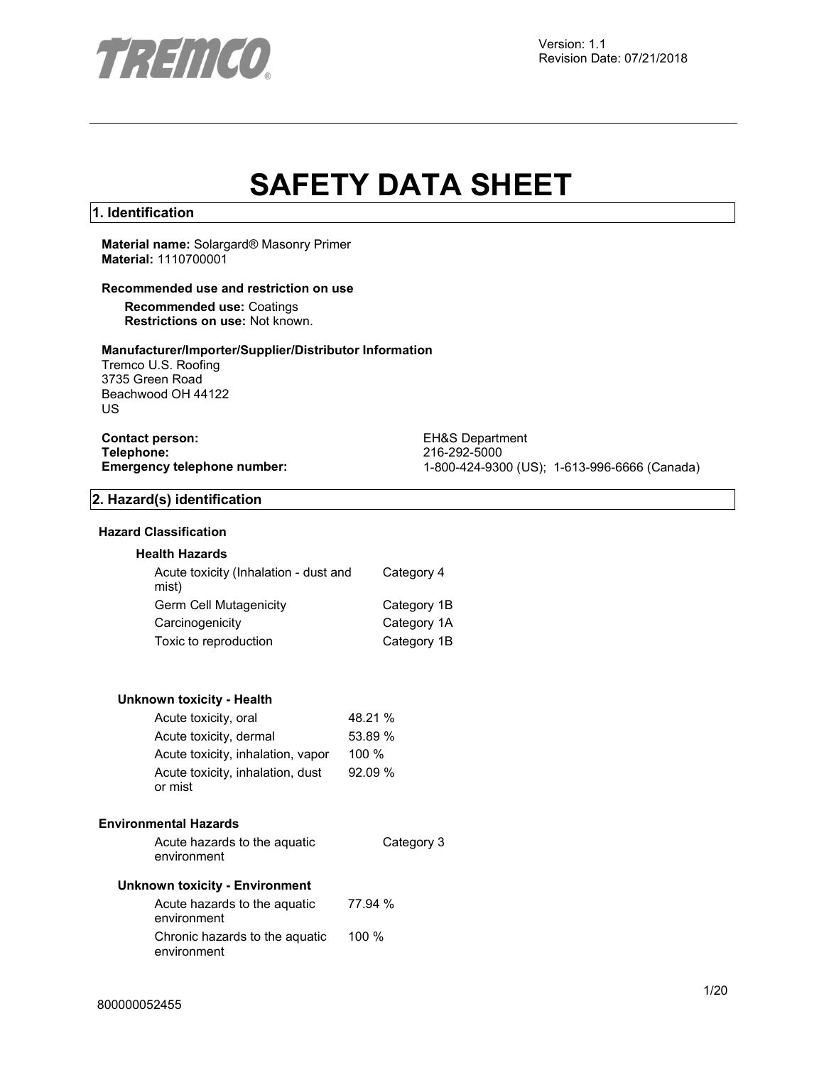TREMCO

Version: 1.1
Revision Date: 07/21/2018

# SAFETY DATA SHEET

## 1. Identification

**Material name:** Solargard® Masonry Primer
**Material:** 1110700001

### Recommended use and restriction on use

**Recommended use:** Coatings
**Restrictions on use:** Not known.

### Manufacturer/Importer/Supplier/Distributor Information

Tremco U.S. Roofing
3735 Green Road
Beachwood OH 44122
US

**Contact person:** EH&S Department
**Telephone:** 216-292-5000
**Emergency telephone number:** 1-800-424-9300 (US); 1-613-996-6666 (Canada)

## 2. Hazard(s) identification

### Hazard Classification

#### Health Hazards

| | |
|---|---|
| Acute toxicity (Inhalation - dust and mist) | Category 4 |
| Germ Cell Mutagenicity | Category 1B |
| Carcinogenicity | Category 1A |
| Toxic to reproduction | Category 1B |

#### Unknown toxicity - Health

| | |
|---|---|
| Acute toxicity, oral | 48.21 % |
| Acute toxicity, dermal | 53.89 % |
| Acute toxicity, inhalation, vapor | 100 % |
| Acute toxicity, inhalation, dust or mist | 92.09 % |

### Environmental Hazards

| | |
|---|---|
| Acute hazards to the aquatic environment | Category 3 |

#### Unknown toxicity - Environment

| | |
|---|---|
| Acute hazards to the aquatic environment | 77.94 % |
| Chronic hazards to the aquatic environment | 100 % |

800000052455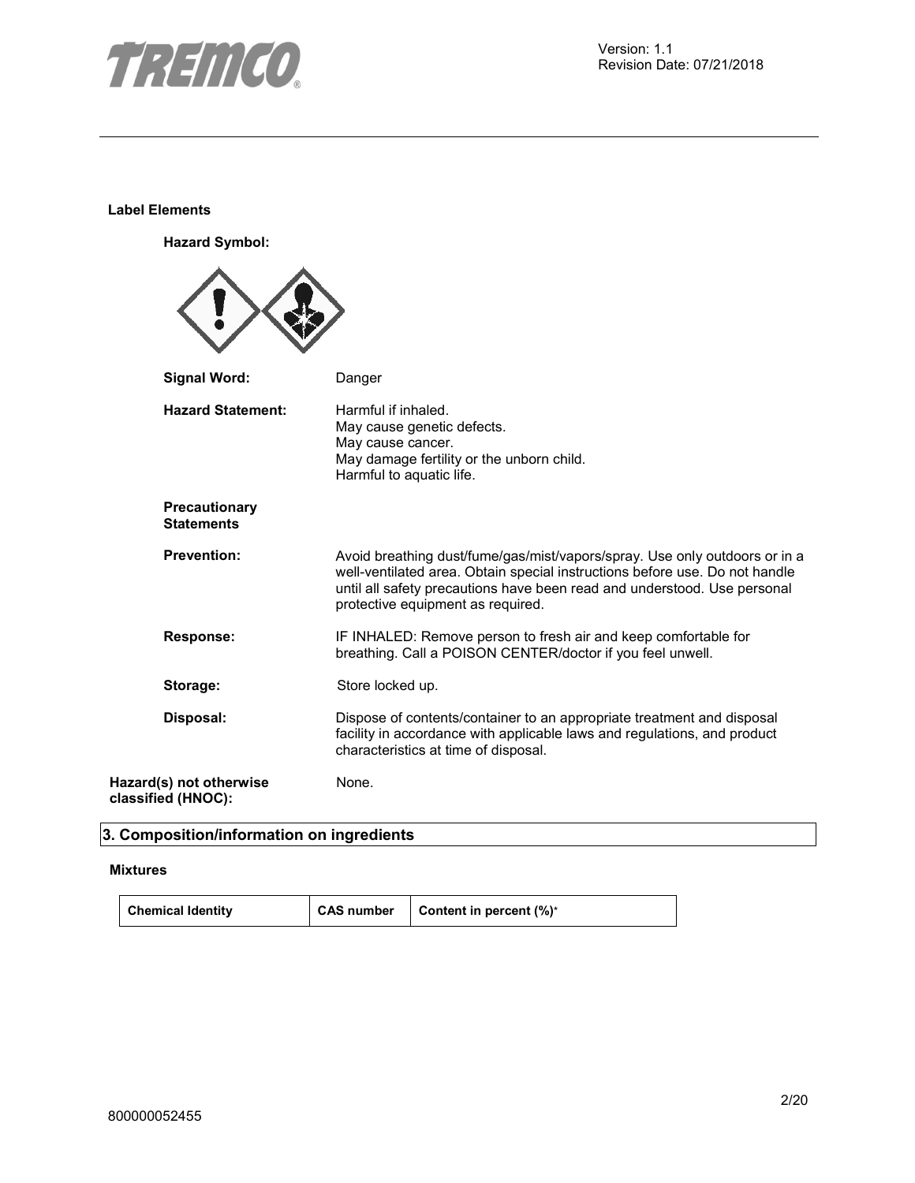**Label Elements**

**Hazard Symbol:**

| | |
|---|---|
| **Signal Word:** | Danger |
| **Hazard Statement:** | Harmful if inhaled.<br>May cause genetic defects.<br>May cause cancer.<br>May damage fertility or the unborn child.<br>Harmful to aquatic life. |
| **Precautionary Statements** | |
| **Prevention:** | Avoid breathing dust/fume/gas/mist/vapors/spray. Use only outdoors or in a well-ventilated area. Obtain special instructions before use. Do not handle until all safety precautions have been read and understood. Use personal protective equipment as required. |
| **Response:** | IF INHALED: Remove person to fresh air and keep comfortable for breathing. Call a POISON CENTER/doctor if you feel unwell. |
| **Storage:** | Store locked up. |
| **Disposal:** | Dispose of contents/container to an appropriate treatment and disposal facility in accordance with applicable laws and regulations, and product characteristics at time of disposal. |
| **Hazard(s) not otherwise classified (HNOC):** | None. |

## 3. Composition/information on ingredients

**Mixtures**

| Chemical Identity | CAS number | Content in percent (%)* |
|---|---|---|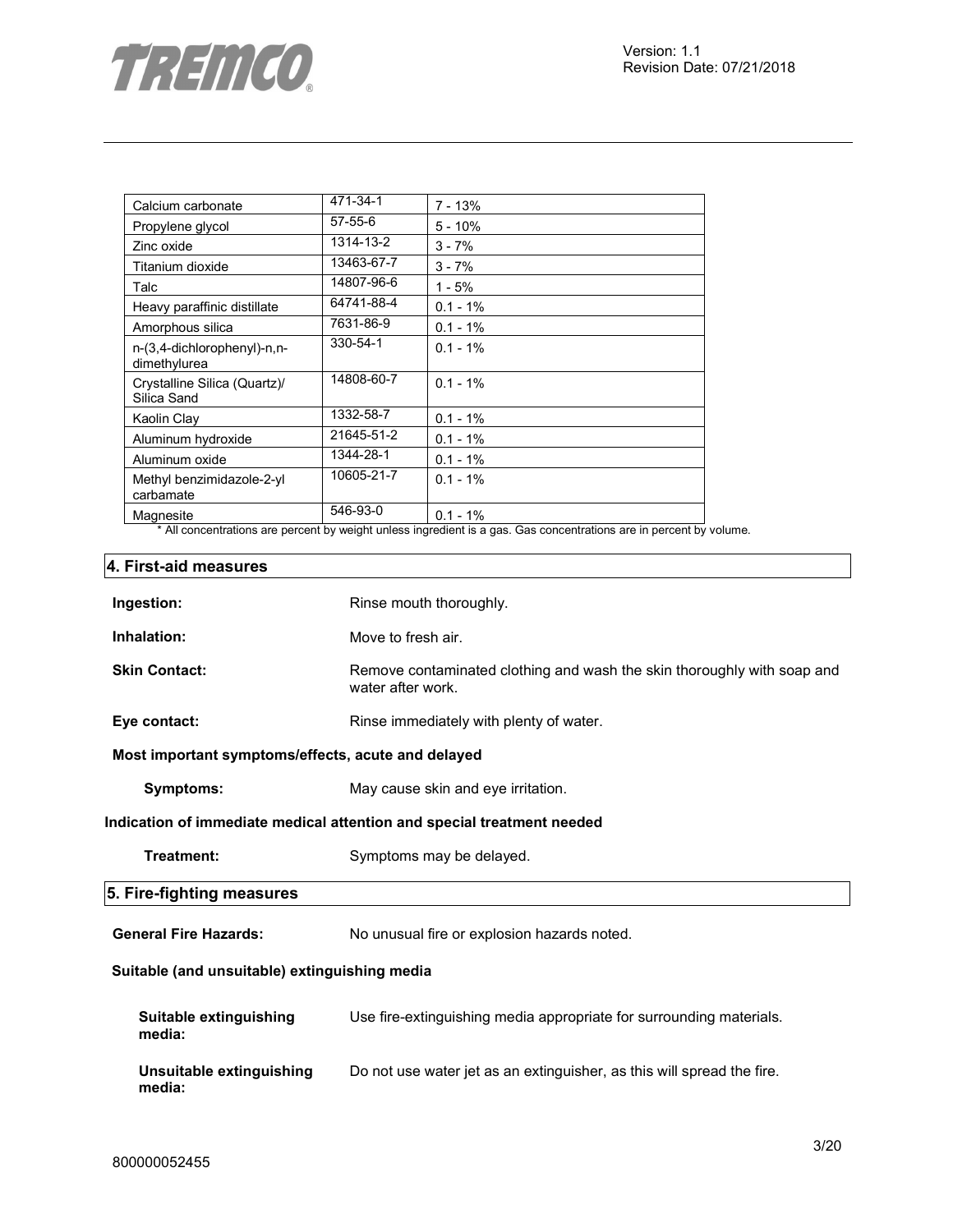| Calcium carbonate | 471-34-1 | 7 - 13% |
|---|---|---|
| Propylene glycol | 57-55-6 | 5 - 10% |
| Zinc oxide | 1314-13-2 | 3 - 7% |
| Titanium dioxide | 13463-67-7 | 3 - 7% |
| Talc | 14807-96-6 | 1 - 5% |
| Heavy paraffinic distillate | 64741-88-4 | 0.1 - 1% |
| Amorphous silica | 7631-86-9 | 0.1 - 1% |
| n-(3,4-dichlorophenyl)-n,n-dimethylurea | 330-54-1 | 0.1 - 1% |
| Crystalline Silica (Quartz)/ Silica Sand | 14808-60-7 | 0.1 - 1% |
| Kaolin Clay | 1332-58-7 | 0.1 - 1% |
| Aluminum hydroxide | 21645-51-2 | 0.1 - 1% |
| Aluminum oxide | 1344-28-1 | 0.1 - 1% |
| Methyl benzimidazole-2-yl carbamate | 10605-21-7 | 0.1 - 1% |
| Magnesite | 546-93-0 | 0.1 - 1% |

* All concentrations are percent by weight unless ingredient is a gas. Gas concentrations are in percent by volume.

## 4. First-aid measures

**Ingestion:** Rinse mouth thoroughly.

**Inhalation:** Move to fresh air.

**Skin Contact:** Remove contaminated clothing and wash the skin thoroughly with soap and water after work.

**Eye contact:** Rinse immediately with plenty of water.

**Most important symptoms/effects, acute and delayed**

**Symptoms:** May cause skin and eye irritation.

**Indication of immediate medical attention and special treatment needed**

**Treatment:** Symptoms may be delayed.

## 5. Fire-fighting measures

**General Fire Hazards:** No unusual fire or explosion hazards noted.

**Suitable (and unsuitable) extinguishing media**

**Suitable extinguishing media:** Use fire-extinguishing media appropriate for surrounding materials.

**Unsuitable extinguishing media:** Do not use water jet as an extinguisher, as this will spread the fire.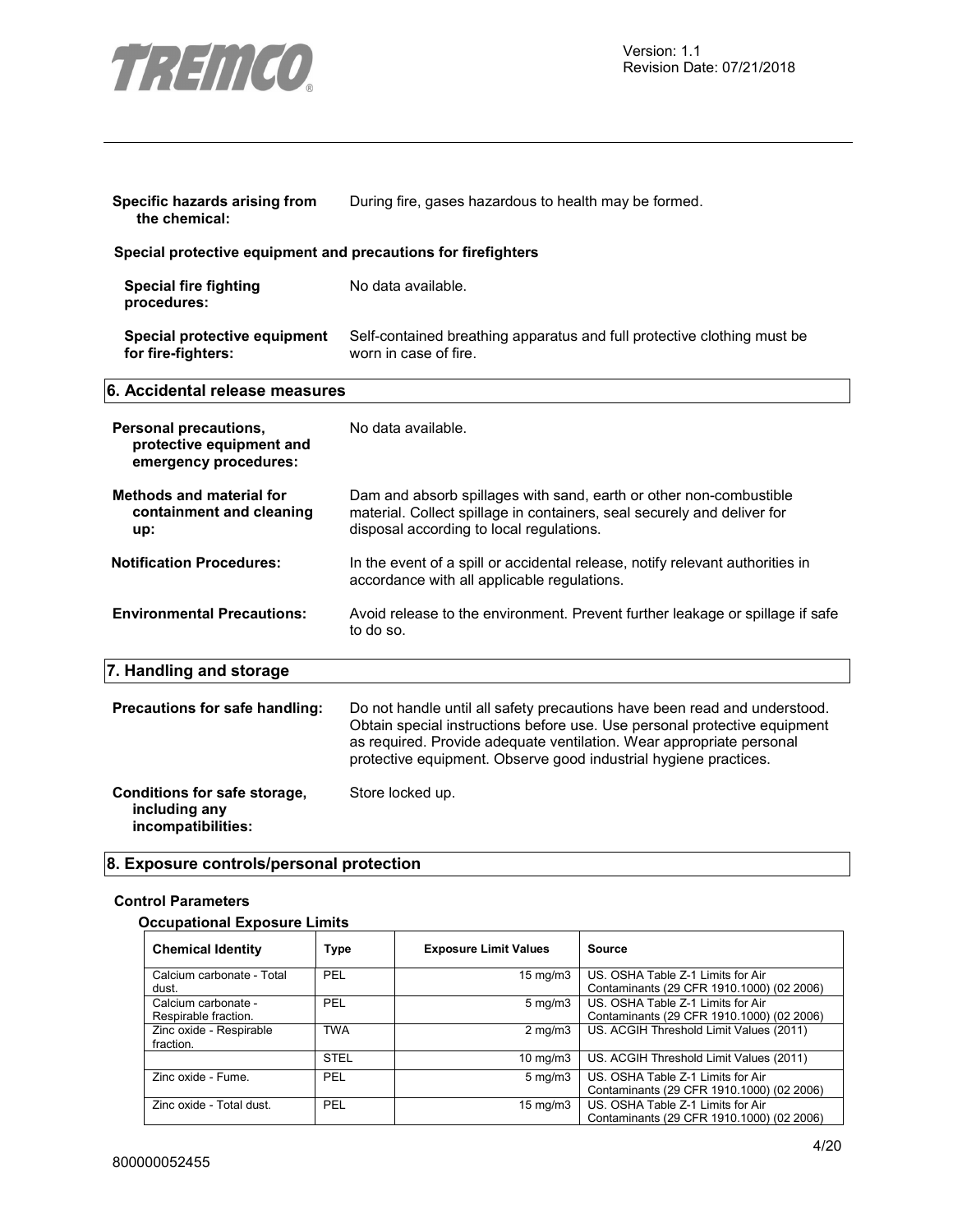**Specific hazards arising from the chemical:** During fire, gases hazardous to health may be formed.

**Special protective equipment and precautions for firefighters**

**Special fire fighting procedures:** No data available.

**Special protective equipment for fire-fighters:** Self-contained breathing apparatus and full protective clothing must be worn in case of fire.

## 6. Accidental release measures

**Personal precautions, protective equipment and emergency procedures:** No data available.

**Methods and material for containment and cleaning up:** Dam and absorb spillages with sand, earth or other non-combustible material. Collect spillage in containers, seal securely and deliver for disposal according to local regulations.

**Notification Procedures:** In the event of a spill or accidental release, notify relevant authorities in accordance with all applicable regulations.

**Environmental Precautions:** Avoid release to the environment. Prevent further leakage or spillage if safe to do so.

## 7. Handling and storage

**Precautions for safe handling:** Do not handle until all safety precautions have been read and understood. Obtain special instructions before use. Use personal protective equipment as required. Provide adequate ventilation. Wear appropriate personal protective equipment. Observe good industrial hygiene practices.

**Conditions for safe storage, including any incompatibilities:** Store locked up.

## 8. Exposure controls/personal protection

**Control Parameters**

**Occupational Exposure Limits**

| Chemical Identity | Type | Exposure Limit Values | Source |
|---|---|---|---|
| Calcium carbonate - Total dust. | PEL | 15 mg/m3 | US. OSHA Table Z-1 Limits for Air Contaminants (29 CFR 1910.1000) (02 2006) |
| Calcium carbonate - Respirable fraction. | PEL | 5 mg/m3 | US. OSHA Table Z-1 Limits for Air Contaminants (29 CFR 1910.1000) (02 2006) |
| Zinc oxide - Respirable fraction. | TWA | 2 mg/m3 | US. ACGIH Threshold Limit Values (2011) |
| | STEL | 10 mg/m3 | US. ACGIH Threshold Limit Values (2011) |
| Zinc oxide - Fume. | PEL | 5 mg/m3 | US. OSHA Table Z-1 Limits for Air Contaminants (29 CFR 1910.1000) (02 2006) |
| Zinc oxide - Total dust. | PEL | 15 mg/m3 | US. OSHA Table Z-1 Limits for Air Contaminants (29 CFR 1910.1000) (02 2006) |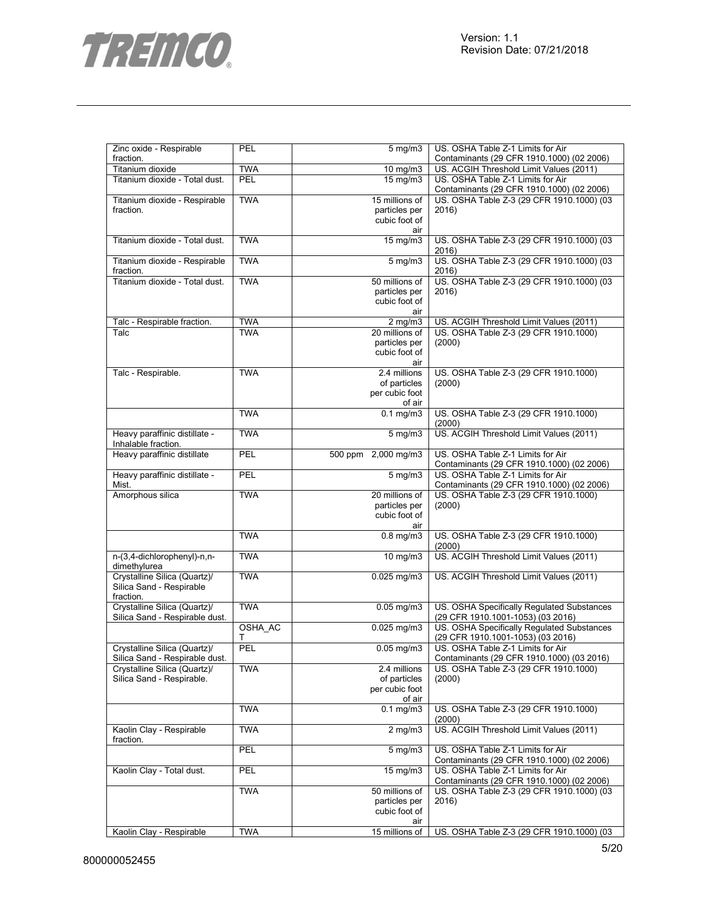| Zinc oxide - Respirable fraction. | PEL | | 5 mg/m3 | US. OSHA Table Z-1 Limits for Air Contaminants (29 CFR 1910.1000) (02 2006) |
|---|---|---|---|---|
| Titanium dioxide | TWA | | 10 mg/m3 | US. ACGIH Threshold Limit Values (2011) |
| Titanium dioxide - Total dust. | PEL | | 15 mg/m3 | US. OSHA Table Z-1 Limits for Air Contaminants (29 CFR 1910.1000) (02 2006) |
| Titanium dioxide - Respirable fraction. | TWA | | 15 millions of particles per cubic foot of air | US. OSHA Table Z-3 (29 CFR 1910.1000) (03 2016) |
| Titanium dioxide - Total dust. | TWA | | 15 mg/m3 | US. OSHA Table Z-3 (29 CFR 1910.1000) (03 2016) |
| Titanium dioxide - Respirable fraction. | TWA | | 5 mg/m3 | US. OSHA Table Z-3 (29 CFR 1910.1000) (03 2016) |
| Titanium dioxide - Total dust. | TWA | | 50 millions of particles per cubic foot of air | US. OSHA Table Z-3 (29 CFR 1910.1000) (03 2016) |
| Talc - Respirable fraction. | TWA | | 2 mg/m3 | US. ACGIH Threshold Limit Values (2011) |
| Talc | TWA | | 20 millions of particles per cubic foot of air | US. OSHA Table Z-3 (29 CFR 1910.1000) (2000) |
| Talc - Respirable. | TWA | | 2.4 millions of particles per cubic foot of air | US. OSHA Table Z-3 (29 CFR 1910.1000) (2000) |
| | TWA | | 0.1 mg/m3 | US. OSHA Table Z-3 (29 CFR 1910.1000) (2000) |
| Heavy paraffinic distillate - Inhalable fraction. | TWA | | 5 mg/m3 | US. ACGIH Threshold Limit Values (2011) |
| Heavy paraffinic distillate | PEL | 500 ppm | 2,000 mg/m3 | US. OSHA Table Z-1 Limits for Air Contaminants (29 CFR 1910.1000) (02 2006) |
| Heavy paraffinic distillate - Mist. | PEL | | 5 mg/m3 | US. OSHA Table Z-1 Limits for Air Contaminants (29 CFR 1910.1000) (02 2006) |
| Amorphous silica | TWA | | 20 millions of particles per cubic foot of air | US. OSHA Table Z-3 (29 CFR 1910.1000) (2000) |
| | TWA | | 0.8 mg/m3 | US. OSHA Table Z-3 (29 CFR 1910.1000) (2000) |
| n-(3,4-dichlorophenyl)-n,n-dimethylurea | TWA | | 10 mg/m3 | US. ACGIH Threshold Limit Values (2011) |
| Crystalline Silica (Quartz)/ Silica Sand - Respirable fraction. | TWA | | 0.025 mg/m3 | US. ACGIH Threshold Limit Values (2011) |
| Crystalline Silica (Quartz)/ Silica Sand - Respirable dust. | TWA | | 0.05 mg/m3 | US. OSHA Specifically Regulated Substances (29 CFR 1910.1001-1053) (03 2016) |
| | OSHA_ACT | | 0.025 mg/m3 | US. OSHA Specifically Regulated Substances (29 CFR 1910.1001-1053) (03 2016) |
| Crystalline Silica (Quartz)/ Silica Sand - Respirable dust. | PEL | | 0.05 mg/m3 | US. OSHA Table Z-1 Limits for Air Contaminants (29 CFR 1910.1000) (03 2016) |
| Crystalline Silica (Quartz)/ Silica Sand - Respirable. | TWA | | 2.4 millions of particles per cubic foot of air | US. OSHA Table Z-3 (29 CFR 1910.1000) (2000) |
| | TWA | | 0.1 mg/m3 | US. OSHA Table Z-3 (29 CFR 1910.1000) (2000) |
| Kaolin Clay - Respirable fraction. | TWA | | 2 mg/m3 | US. ACGIH Threshold Limit Values (2011) |
| | PEL | | 5 mg/m3 | US. OSHA Table Z-1 Limits for Air Contaminants (29 CFR 1910.1000) (02 2006) |
| Kaolin Clay - Total dust. | PEL | | 15 mg/m3 | US. OSHA Table Z-1 Limits for Air Contaminants (29 CFR 1910.1000) (02 2006) |
| | TWA | | 50 millions of particles per cubic foot of air | US. OSHA Table Z-3 (29 CFR 1910.1000) (03 2016) |
| Kaolin Clay - Respirable | TWA | | 15 millions of | US. OSHA Table Z-3 (29 CFR 1910.1000) (03 |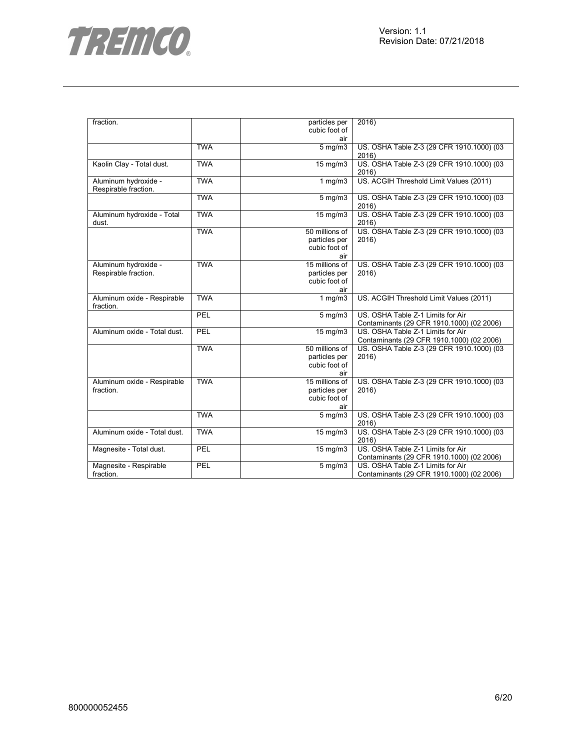| | | | |
|---|---|---|---|
| fraction. | | particles per cubic foot of air | 2016) |
| | TWA | 5 mg/m3 | US. OSHA Table Z-3 (29 CFR 1910.1000) (03 2016) |
| Kaolin Clay - Total dust. | TWA | 15 mg/m3 | US. OSHA Table Z-3 (29 CFR 1910.1000) (03 2016) |
| Aluminum hydroxide - Respirable fraction. | TWA | 1 mg/m3 | US. ACGIH Threshold Limit Values (2011) |
| | TWA | 5 mg/m3 | US. OSHA Table Z-3 (29 CFR 1910.1000) (03 2016) |
| Aluminum hydroxide - Total dust. | TWA | 15 mg/m3 | US. OSHA Table Z-3 (29 CFR 1910.1000) (03 2016) |
| | TWA | 50 millions of particles per cubic foot of air | US. OSHA Table Z-3 (29 CFR 1910.1000) (03 2016) |
| Aluminum hydroxide - Respirable fraction. | TWA | 15 millions of particles per cubic foot of air | US. OSHA Table Z-3 (29 CFR 1910.1000) (03 2016) |
| Aluminum oxide - Respirable fraction. | TWA | 1 mg/m3 | US. ACGIH Threshold Limit Values (2011) |
| | PEL | 5 mg/m3 | US. OSHA Table Z-1 Limits for Air Contaminants (29 CFR 1910.1000) (02 2006) |
| Aluminum oxide - Total dust. | PEL | 15 mg/m3 | US. OSHA Table Z-1 Limits for Air Contaminants (29 CFR 1910.1000) (02 2006) |
| | TWA | 50 millions of particles per cubic foot of air | US. OSHA Table Z-3 (29 CFR 1910.1000) (03 2016) |
| Aluminum oxide - Respirable fraction. | TWA | 15 millions of particles per cubic foot of air | US. OSHA Table Z-3 (29 CFR 1910.1000) (03 2016) |
| | TWA | 5 mg/m3 | US. OSHA Table Z-3 (29 CFR 1910.1000) (03 2016) |
| Aluminum oxide - Total dust. | TWA | 15 mg/m3 | US. OSHA Table Z-3 (29 CFR 1910.1000) (03 2016) |
| Magnesite - Total dust. | PEL | 15 mg/m3 | US. OSHA Table Z-1 Limits for Air Contaminants (29 CFR 1910.1000) (02 2006) |
| Magnesite - Respirable fraction. | PEL | 5 mg/m3 | US. OSHA Table Z-1 Limits for Air Contaminants (29 CFR 1910.1000) (02 2006) |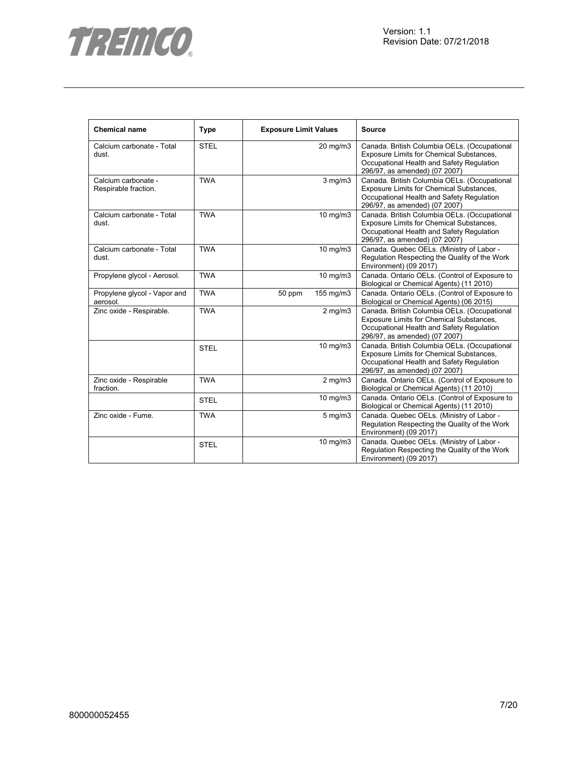| Chemical name | Type | Exposure Limit Values | | Source |
|---|---|---|---|---|
| Calcium carbonate - Total dust. | STEL | | 20 mg/m3 | Canada. British Columbia OELs. (Occupational Exposure Limits for Chemical Substances, Occupational Health and Safety Regulation 296/97, as amended) (07 2007) |
| Calcium carbonate - Respirable fraction. | TWA | | 3 mg/m3 | Canada. British Columbia OELs. (Occupational Exposure Limits for Chemical Substances, Occupational Health and Safety Regulation 296/97, as amended) (07 2007) |
| Calcium carbonate - Total dust. | TWA | | 10 mg/m3 | Canada. British Columbia OELs. (Occupational Exposure Limits for Chemical Substances, Occupational Health and Safety Regulation 296/97, as amended) (07 2007) |
| Calcium carbonate - Total dust. | TWA | | 10 mg/m3 | Canada. Quebec OELs. (Ministry of Labor - Regulation Respecting the Quality of the Work Environment) (09 2017) |
| Propylene glycol - Aerosol. | TWA | | 10 mg/m3 | Canada. Ontario OELs. (Control of Exposure to Biological or Chemical Agents) (11 2010) |
| Propylene glycol - Vapor and aerosol. | TWA | 50 ppm | 155 mg/m3 | Canada. Ontario OELs. (Control of Exposure to Biological or Chemical Agents) (06 2015) |
| Zinc oxide - Respirable. | TWA | | 2 mg/m3 | Canada. British Columbia OELs. (Occupational Exposure Limits for Chemical Substances, Occupational Health and Safety Regulation 296/97, as amended) (07 2007) |
| | STEL | | 10 mg/m3 | Canada. British Columbia OELs. (Occupational Exposure Limits for Chemical Substances, Occupational Health and Safety Regulation 296/97, as amended) (07 2007) |
| Zinc oxide - Respirable fraction. | TWA | | 2 mg/m3 | Canada. Ontario OELs. (Control of Exposure to Biological or Chemical Agents) (11 2010) |
| | STEL | | 10 mg/m3 | Canada. Ontario OELs. (Control of Exposure to Biological or Chemical Agents) (11 2010) |
| Zinc oxide - Fume. | TWA | | 5 mg/m3 | Canada. Quebec OELs. (Ministry of Labor - Regulation Respecting the Quality of the Work Environment) (09 2017) |
| | STEL | | 10 mg/m3 | Canada. Quebec OELs. (Ministry of Labor - Regulation Respecting the Quality of the Work Environment) (09 2017) |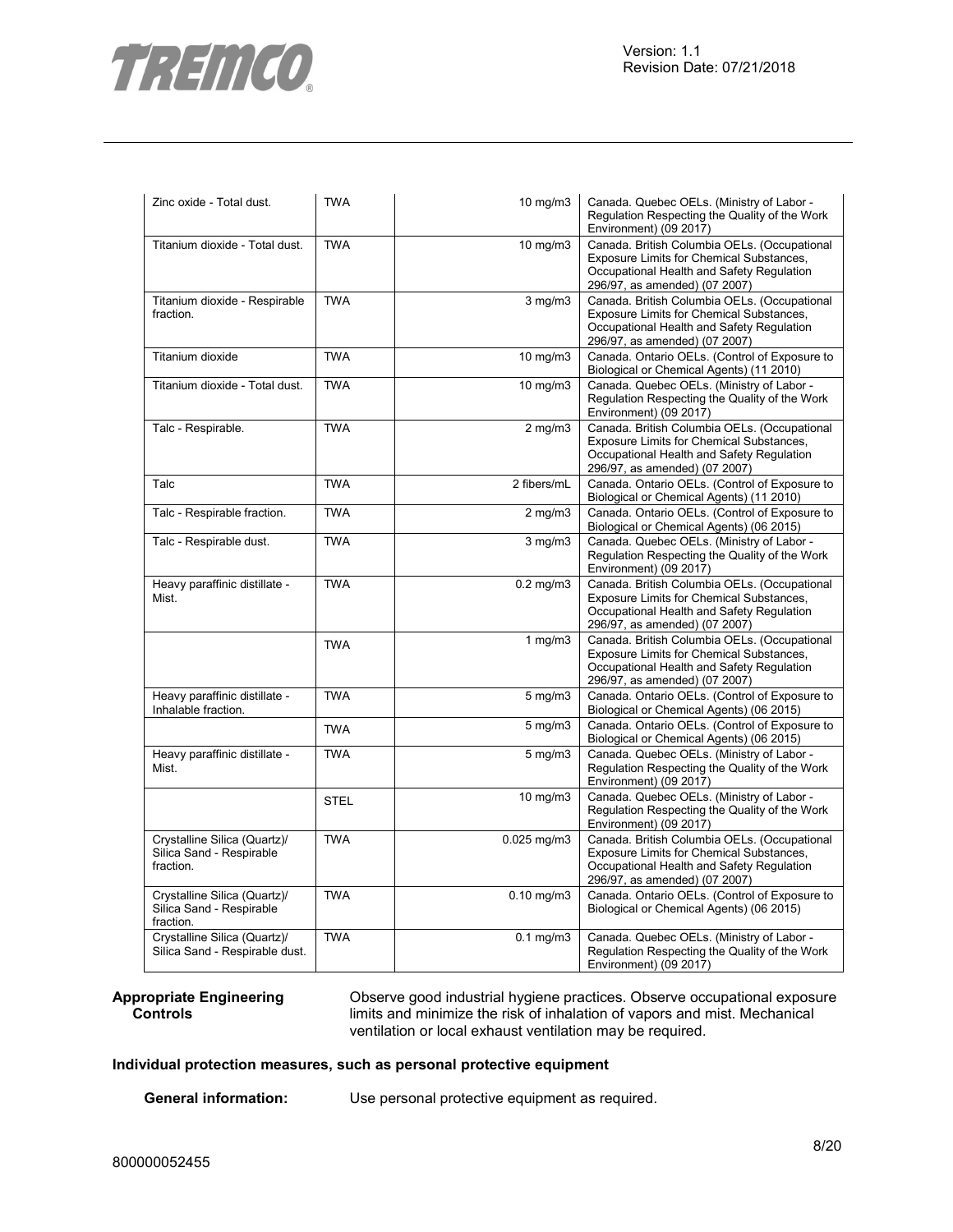| Zinc oxide - Total dust. | TWA | 10 mg/m3 | Canada. Quebec OELs. (Ministry of Labor - Regulation Respecting the Quality of the Work Environment) (09 2017) |
|---|---|---|---|
| Titanium dioxide - Total dust. | TWA | 10 mg/m3 | Canada. British Columbia OELs. (Occupational Exposure Limits for Chemical Substances, Occupational Health and Safety Regulation 296/97, as amended) (07 2007) |
| Titanium dioxide - Respirable fraction. | TWA | 3 mg/m3 | Canada. British Columbia OELs. (Occupational Exposure Limits for Chemical Substances, Occupational Health and Safety Regulation 296/97, as amended) (07 2007) |
| Titanium dioxide | TWA | 10 mg/m3 | Canada. Ontario OELs. (Control of Exposure to Biological or Chemical Agents) (11 2010) |
| Titanium dioxide - Total dust. | TWA | 10 mg/m3 | Canada. Quebec OELs. (Ministry of Labor - Regulation Respecting the Quality of the Work Environment) (09 2017) |
| Talc - Respirable. | TWA | 2 mg/m3 | Canada. British Columbia OELs. (Occupational Exposure Limits for Chemical Substances, Occupational Health and Safety Regulation 296/97, as amended) (07 2007) |
| Talc | TWA | 2 fibers/mL | Canada. Ontario OELs. (Control of Exposure to Biological or Chemical Agents) (11 2010) |
| Talc - Respirable fraction. | TWA | 2 mg/m3 | Canada. Ontario OELs. (Control of Exposure to Biological or Chemical Agents) (06 2015) |
| Talc - Respirable dust. | TWA | 3 mg/m3 | Canada. Quebec OELs. (Ministry of Labor - Regulation Respecting the Quality of the Work Environment) (09 2017) |
| Heavy paraffinic distillate - Mist. | TWA | 0.2 mg/m3 | Canada. British Columbia OELs. (Occupational Exposure Limits for Chemical Substances, Occupational Health and Safety Regulation 296/97, as amended) (07 2007) |
| | TWA | 1 mg/m3 | Canada. British Columbia OELs. (Occupational Exposure Limits for Chemical Substances, Occupational Health and Safety Regulation 296/97, as amended) (07 2007) |
| Heavy paraffinic distillate - Inhalable fraction. | TWA | 5 mg/m3 | Canada. Ontario OELs. (Control of Exposure to Biological or Chemical Agents) (06 2015) |
| | TWA | 5 mg/m3 | Canada. Ontario OELs. (Control of Exposure to Biological or Chemical Agents) (06 2015) |
| Heavy paraffinic distillate - Mist. | TWA | 5 mg/m3 | Canada. Quebec OELs. (Ministry of Labor - Regulation Respecting the Quality of the Work Environment) (09 2017) |
| | STEL | 10 mg/m3 | Canada. Quebec OELs. (Ministry of Labor - Regulation Respecting the Quality of the Work Environment) (09 2017) |
| Crystalline Silica (Quartz)/ Silica Sand - Respirable fraction. | TWA | 0.025 mg/m3 | Canada. British Columbia OELs. (Occupational Exposure Limits for Chemical Substances, Occupational Health and Safety Regulation 296/97, as amended) (07 2007) |
| Crystalline Silica (Quartz)/ Silica Sand - Respirable fraction. | TWA | 0.10 mg/m3 | Canada. Ontario OELs. (Control of Exposure to Biological or Chemical Agents) (06 2015) |
| Crystalline Silica (Quartz)/ Silica Sand - Respirable dust. | TWA | 0.1 mg/m3 | Canada. Quebec OELs. (Ministry of Labor - Regulation Respecting the Quality of the Work Environment) (09 2017) |

**Appropriate Engineering Controls**

Observe good industrial hygiene practices. Observe occupational exposure limits and minimize the risk of inhalation of vapors and mist. Mechanical ventilation or local exhaust ventilation may be required.

**Individual protection measures, such as personal protective equipment**

**General information:** Use personal protective equipment as required.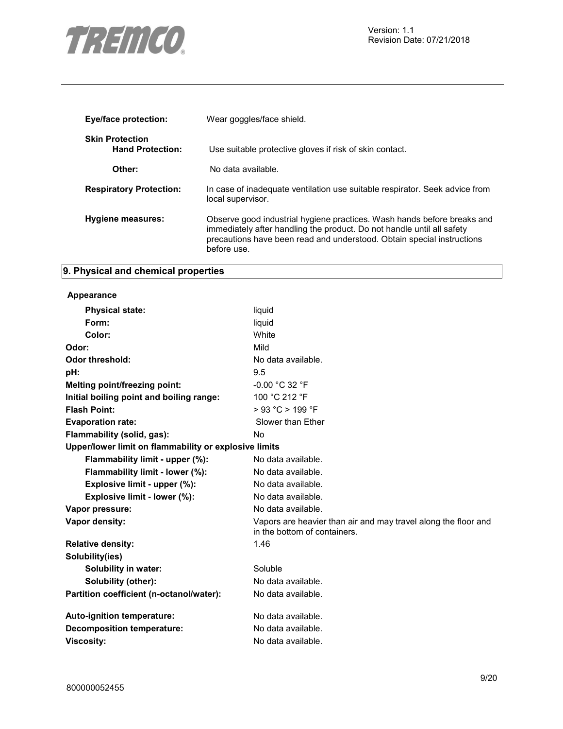| | |
|---|---|
| **Eye/face protection:** | Wear goggles/face shield. |
| **Skin Protection** | |
| **Hand Protection:** | Use suitable protective gloves if risk of skin contact. |
| **Other:** | No data available. |
| **Respiratory Protection:** | In case of inadequate ventilation use suitable respirator. Seek advice from local supervisor. |
| **Hygiene measures:** | Observe good industrial hygiene practices. Wash hands before breaks and immediately after handling the product. Do not handle until all safety precautions have been read and understood. Obtain special instructions before use. |

## 9. Physical and chemical properties

| | |
|---|---|
| **Appearance** | |
| **Physical state:** | liquid |
| **Form:** | liquid |
| **Color:** | White |
| **Odor:** | Mild |
| **Odor threshold:** | No data available. |
| **pH:** | 9.5 |
| **Melting point/freezing point:** | -0.00 °C 32 °F |
| **Initial boiling point and boiling range:** | 100 °C 212 °F |
| **Flash Point:** | > 93 °C > 199 °F |
| **Evaporation rate:** | Slower than Ether |
| **Flammability (solid, gas):** | No |
| **Upper/lower limit on flammability or explosive limits** | |
| **Flammability limit - upper (%):** | No data available. |
| **Flammability limit - lower (%):** | No data available. |
| **Explosive limit - upper (%):** | No data available. |
| **Explosive limit - lower (%):** | No data available. |
| **Vapor pressure:** | No data available. |
| **Vapor density:** | Vapors are heavier than air and may travel along the floor and in the bottom of containers. |
| **Relative density:** | 1.46 |
| **Solubility(ies)** | |
| **Solubility in water:** | Soluble |
| **Solubility (other):** | No data available. |
| **Partition coefficient (n-octanol/water):** | No data available. |
| **Auto-ignition temperature:** | No data available. |
| **Decomposition temperature:** | No data available. |
| **Viscosity:** | No data available. |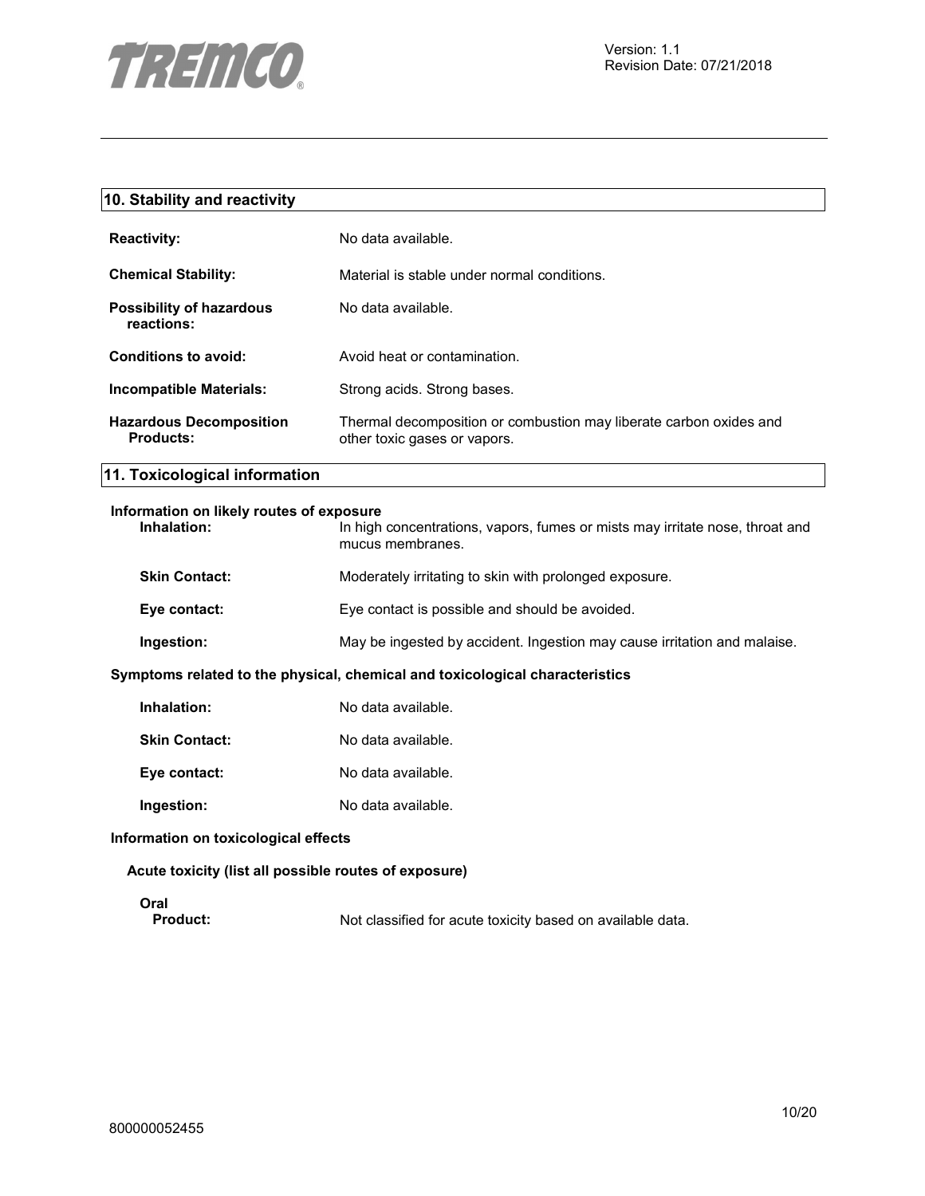## 10. Stability and reactivity

**Reactivity:** No data available.

**Chemical Stability:** Material is stable under normal conditions.

**Possibility of hazardous reactions:** No data available.

**Conditions to avoid:** Avoid heat or contamination.

**Incompatible Materials:** Strong acids. Strong bases.

**Hazardous Decomposition Products:** Thermal decomposition or combustion may liberate carbon oxides and other toxic gases or vapors.

## 11. Toxicological information

**Information on likely routes of exposure**

**Inhalation:** In high concentrations, vapors, fumes or mists may irritate nose, throat and mucus membranes.

**Skin Contact:** Moderately irritating to skin with prolonged exposure.

**Eye contact:** Eye contact is possible and should be avoided.

**Ingestion:** May be ingested by accident. Ingestion may cause irritation and malaise.

**Symptoms related to the physical, chemical and toxicological characteristics**

**Inhalation:** No data available.

**Skin Contact:** No data available.

**Eye contact:** No data available.

**Ingestion:** No data available.

**Information on toxicological effects**

**Acute toxicity (list all possible routes of exposure)**

**Oral**

**Product:** Not classified for acute toxicity based on available data.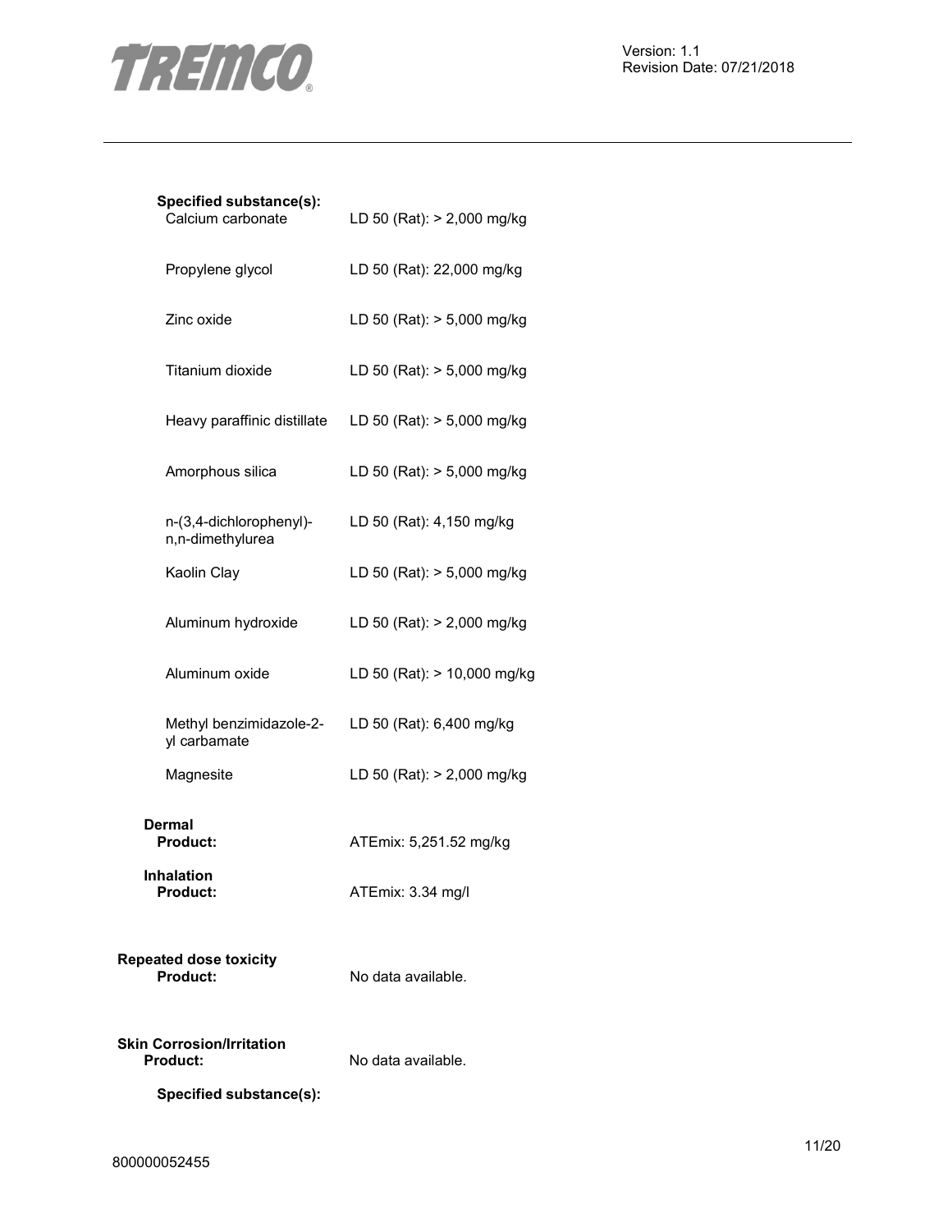**Specified substance(s):**

| Substance | Value |
| --- | --- |
| Calcium carbonate | LD 50 (Rat): > 2,000 mg/kg |
| Propylene glycol | LD 50 (Rat): 22,000 mg/kg |
| Zinc oxide | LD 50 (Rat): > 5,000 mg/kg |
| Titanium dioxide | LD 50 (Rat): > 5,000 mg/kg |
| Heavy paraffinic distillate | LD 50 (Rat): > 5,000 mg/kg |
| Amorphous silica | LD 50 (Rat): > 5,000 mg/kg |
| n-(3,4-dichlorophenyl)-n,n-dimethylurea | LD 50 (Rat): 4,150 mg/kg |
| Kaolin Clay | LD 50 (Rat): > 5,000 mg/kg |
| Aluminum hydroxide | LD 50 (Rat): > 2,000 mg/kg |
| Aluminum oxide | LD 50 (Rat): > 10,000 mg/kg |
| Methyl benzimidazole-2-yl carbamate | LD 50 (Rat): 6,400 mg/kg |
| Magnesite | LD 50 (Rat): > 2,000 mg/kg |

**Dermal**

**Product:** ATEmix: 5,251.52 mg/kg

**Inhalation**

**Product:** ATEmix: 3.34 mg/l

**Repeated dose toxicity**

**Product:** No data available.

**Skin Corrosion/Irritation**

**Product:** No data available.

**Specified substance(s):**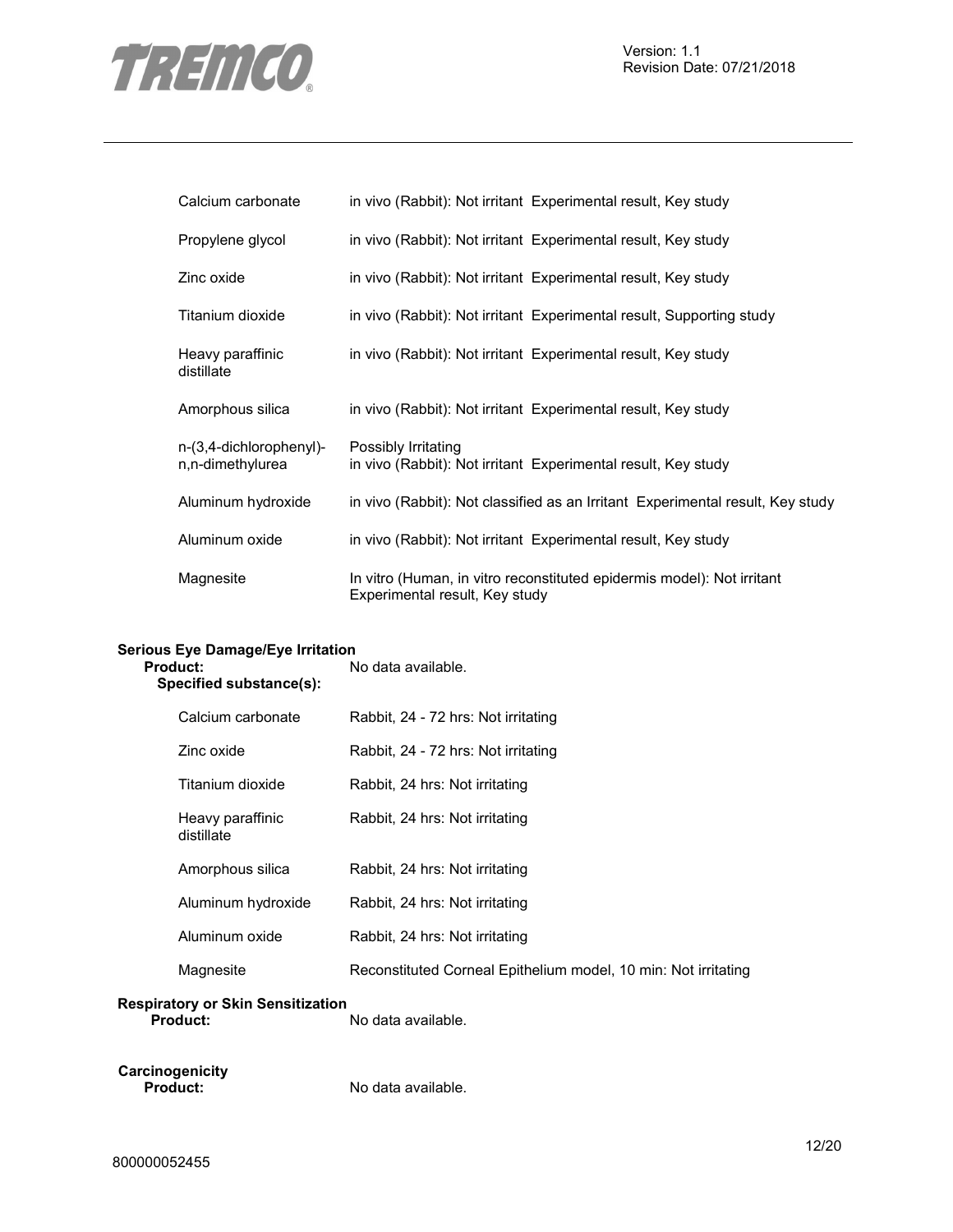| | |
|---|---|
| Calcium carbonate | in vivo (Rabbit): Not irritant Experimental result, Key study |
| Propylene glycol | in vivo (Rabbit): Not irritant Experimental result, Key study |
| Zinc oxide | in vivo (Rabbit): Not irritant Experimental result, Key study |
| Titanium dioxide | in vivo (Rabbit): Not irritant Experimental result, Supporting study |
| Heavy paraffinic distillate | in vivo (Rabbit): Not irritant Experimental result, Key study |
| Amorphous silica | in vivo (Rabbit): Not irritant Experimental result, Key study |
| n-(3,4-dichlorophenyl)-n,n-dimethylurea | Possibly Irritating<br>in vivo (Rabbit): Not irritant Experimental result, Key study |
| Aluminum hydroxide | in vivo (Rabbit): Not classified as an Irritant Experimental result, Key study |
| Aluminum oxide | in vivo (Rabbit): Not irritant Experimental result, Key study |
| Magnesite | In vitro (Human, in vitro reconstituted epidermis model): Not irritant Experimental result, Key study |

**Serious Eye Damage/Eye Irritation**

**Product:** No data available.

**Specified substance(s):**

| | |
|---|---|
| Calcium carbonate | Rabbit, 24 - 72 hrs: Not irritating |
| Zinc oxide | Rabbit, 24 - 72 hrs: Not irritating |
| Titanium dioxide | Rabbit, 24 hrs: Not irritating |
| Heavy paraffinic distillate | Rabbit, 24 hrs: Not irritating |
| Amorphous silica | Rabbit, 24 hrs: Not irritating |
| Aluminum hydroxide | Rabbit, 24 hrs: Not irritating |
| Aluminum oxide | Rabbit, 24 hrs: Not irritating |
| Magnesite | Reconstituted Corneal Epithelium model, 10 min: Not irritating |

**Respiratory or Skin Sensitization**

**Product:** No data available.

**Carcinogenicity**

**Product:** No data available.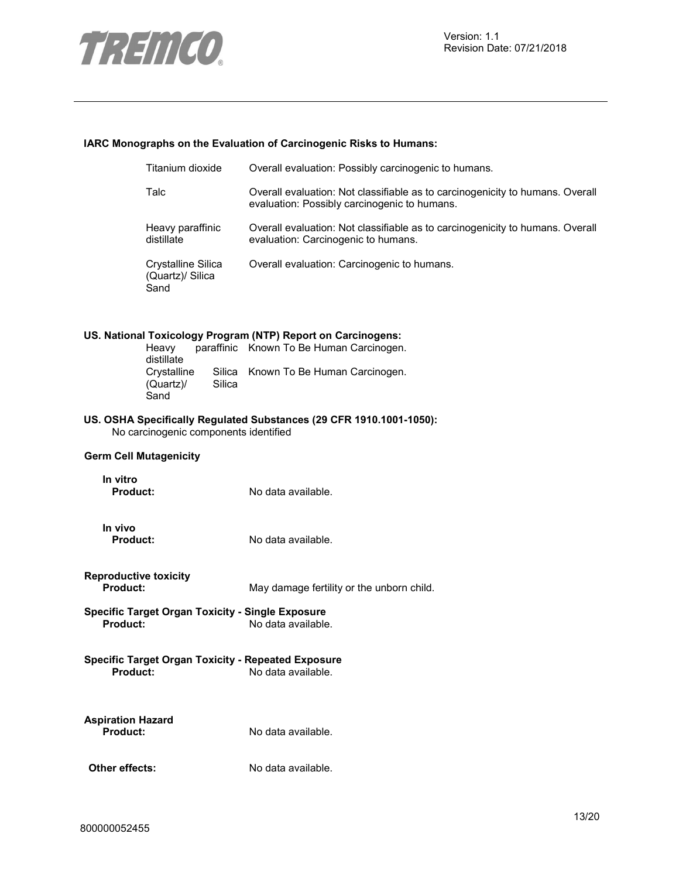**IARC Monographs on the Evaluation of Carcinogenic Risks to Humans:**

| | |
|---|---|
| Titanium dioxide | Overall evaluation: Possibly carcinogenic to humans. |
| Talc | Overall evaluation: Not classifiable as to carcinogenicity to humans. Overall evaluation: Possibly carcinogenic to humans. |
| Heavy paraffinic distillate | Overall evaluation: Not classifiable as to carcinogenicity to humans. Overall evaluation: Carcinogenic to humans. |
| Crystalline Silica (Quartz)/ Silica Sand | Overall evaluation: Carcinogenic to humans. |

**US. National Toxicology Program (NTP) Report on Carcinogens:**

| | |
|---|---|
| Heavy paraffinic distillate | Known To Be Human Carcinogen. |
| Crystalline Silica (Quartz)/ Silica Sand | Known To Be Human Carcinogen. |

**US. OSHA Specifically Regulated Substances (29 CFR 1910.1001-1050):**

No carcinogenic components identified

**Germ Cell Mutagenicity**

**In vitro**

**Product:** No data available.

**In vivo**

**Product:** No data available.

**Reproductive toxicity**

**Product:** May damage fertility or the unborn child.

**Specific Target Organ Toxicity - Single Exposure**

**Product:** No data available.

**Specific Target Organ Toxicity - Repeated Exposure**

**Product:** No data available.

**Aspiration Hazard**

**Product:** No data available.

**Other effects:** No data available.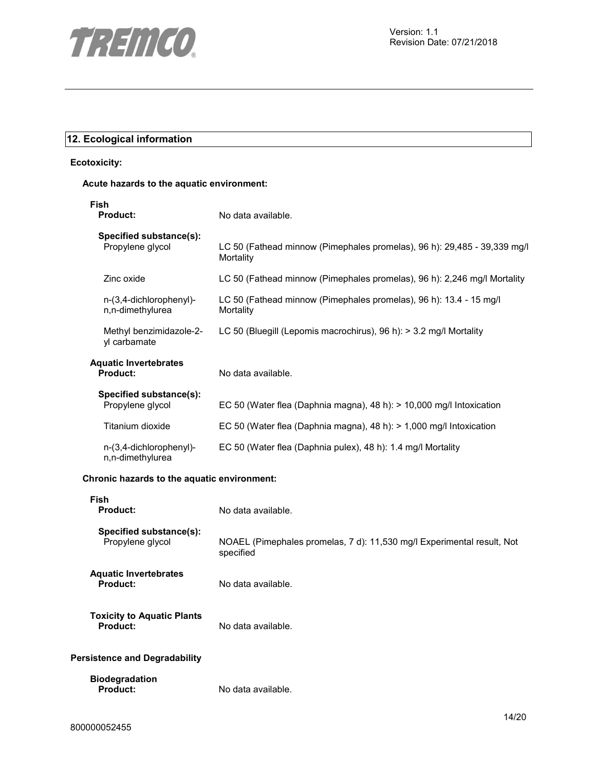## 12. Ecological information

**Ecotoxicity:**

**Acute hazards to the aquatic environment:**

**Fish**

| | |
|---|---|
| **Product:** | No data available. |
| **Specified substance(s):** | |
| Propylene glycol | LC 50 (Fathead minnow (Pimephales promelas), 96 h): 29,485 - 39,339 mg/l Mortality |
| Zinc oxide | LC 50 (Fathead minnow (Pimephales promelas), 96 h): 2,246 mg/l Mortality |
| n-(3,4-dichlorophenyl)-n,n-dimethylurea | LC 50 (Fathead minnow (Pimephales promelas), 96 h): 13.4 - 15 mg/l Mortality |
| Methyl benzimidazole-2-yl carbamate | LC 50 (Bluegill (Lepomis macrochirus), 96 h): > 3.2 mg/l Mortality |

**Aquatic Invertebrates**

| | |
|---|---|
| **Product:** | No data available. |
| **Specified substance(s):** | |
| Propylene glycol | EC 50 (Water flea (Daphnia magna), 48 h): > 10,000 mg/l Intoxication |
| Titanium dioxide | EC 50 (Water flea (Daphnia magna), 48 h): > 1,000 mg/l Intoxication |
| n-(3,4-dichlorophenyl)-n,n-dimethylurea | EC 50 (Water flea (Daphnia pulex), 48 h): 1.4 mg/l Mortality |

**Chronic hazards to the aquatic environment:**

**Fish**

| | |
|---|---|
| **Product:** | No data available. |
| **Specified substance(s):** | |
| Propylene glycol | NOAEL (Pimephales promelas, 7 d): 11,530 mg/l Experimental result, Not specified |

**Aquatic Invertebrates**

| | |
|---|---|
| **Product:** | No data available. |

**Toxicity to Aquatic Plants**

| | |
|---|---|
| **Product:** | No data available. |

**Persistence and Degradability**

**Biodegradation**

| | |
|---|---|
| **Product:** | No data available. |

800000052455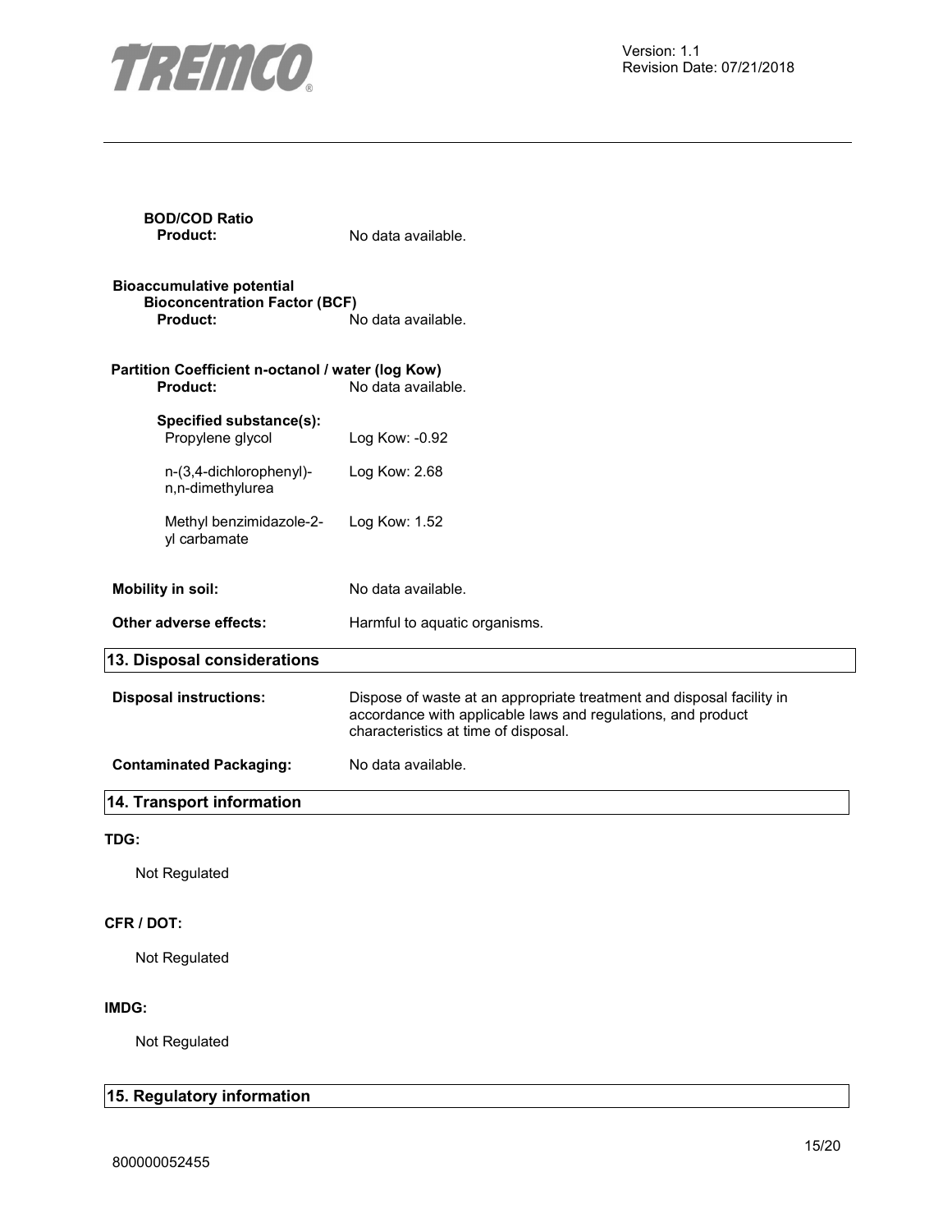**BOD/COD Ratio**

**Product:** No data available.

**Bioaccumulative potential**

**Bioconcentration Factor (BCF)**

**Product:** No data available.

**Partition Coefficient n-octanol / water (log Kow)**

**Product:** No data available.

**Specified substance(s):**

| Substance | Value |
| --- | --- |
| Propylene glycol | Log Kow: -0.92 |
| n-(3,4-dichlorophenyl)-n,n-dimethylurea | Log Kow: 2.68 |
| Methyl benzimidazole-2-yl carbamate | Log Kow: 1.52 |

**Mobility in soil:** No data available.

**Other adverse effects:** Harmful to aquatic organisms.

## 13. Disposal considerations

**Disposal instructions:** Dispose of waste at an appropriate treatment and disposal facility in accordance with applicable laws and regulations, and product characteristics at time of disposal.

**Contaminated Packaging:** No data available.

## 14. Transport information

**TDG:**

Not Regulated

**CFR / DOT:**

Not Regulated

**IMDG:**

Not Regulated

## 15. Regulatory information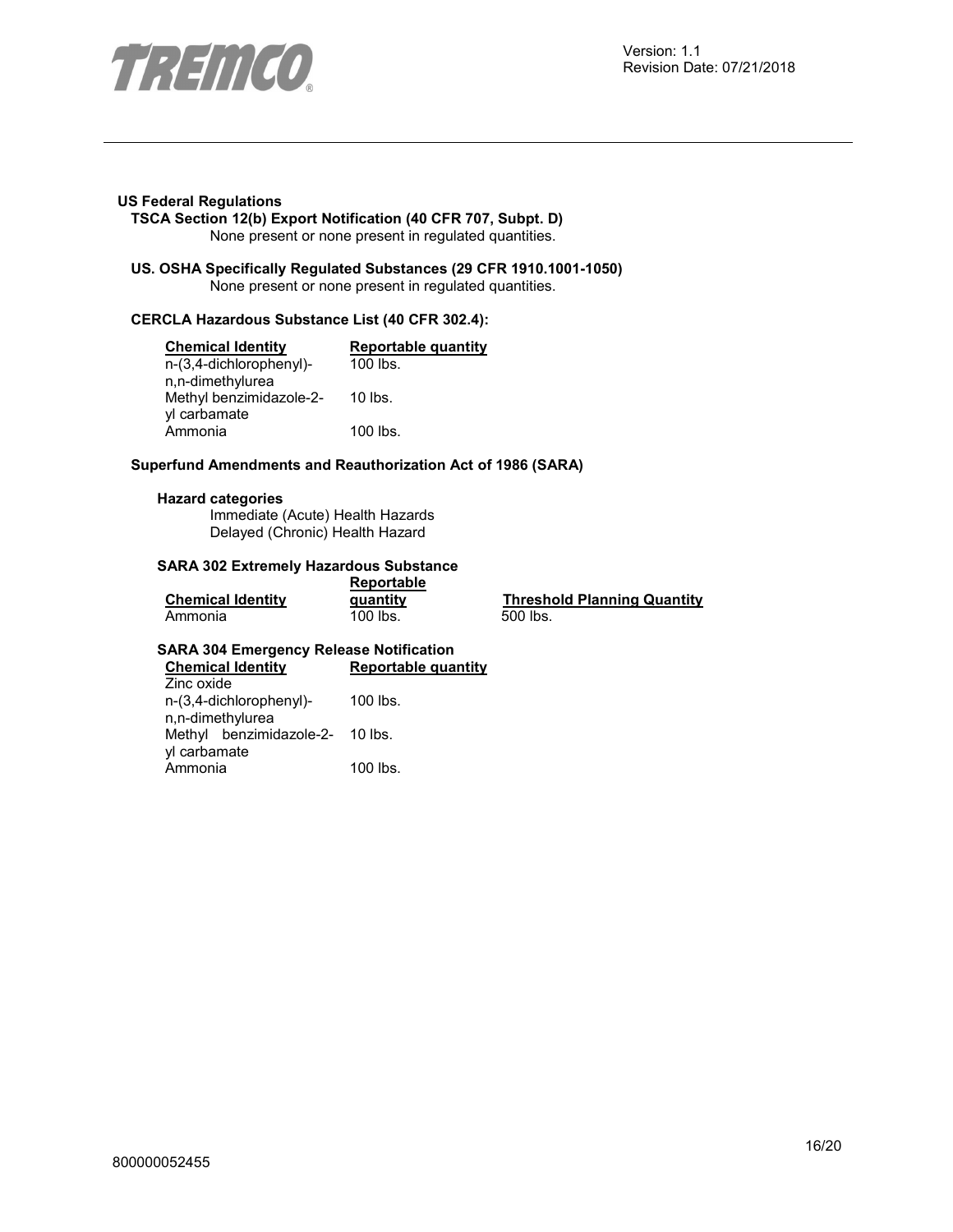### US Federal Regulations

**TSCA Section 12(b) Export Notification (40 CFR 707, Subpt. D)**

None present or none present in regulated quantities.

**US. OSHA Specifically Regulated Substances (29 CFR 1910.1001-1050)**

None present or none present in regulated quantities.

**CERCLA Hazardous Substance List (40 CFR 302.4):**

| Chemical Identity | Reportable quantity |
| --- | --- |
| n-(3,4-dichlorophenyl)-n,n-dimethylurea | 100 lbs. |
| Methyl benzimidazole-2-yl carbamate | 10 lbs. |
| Ammonia | 100 lbs. |

**Superfund Amendments and Reauthorization Act of 1986 (SARA)**

**Hazard categories**

Immediate (Acute) Health Hazards
Delayed (Chronic) Health Hazard

**SARA 302 Extremely Hazardous Substance**

| Chemical Identity | Reportable quantity | Threshold Planning Quantity |
| --- | --- | --- |
| Ammonia | 100 lbs. | 500 lbs. |

**SARA 304 Emergency Release Notification**

| Chemical Identity | Reportable quantity |
| --- | --- |
| Zinc oxide | |
| n-(3,4-dichlorophenyl)-n,n-dimethylurea | 100 lbs. |
| Methyl benzimidazole-2-yl carbamate | 10 lbs. |
| Ammonia | 100 lbs. |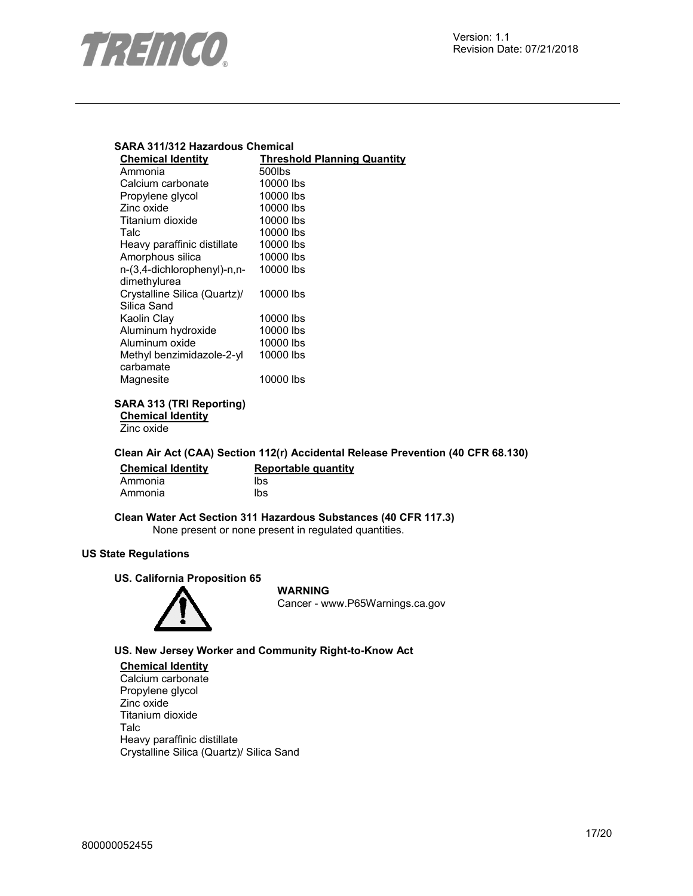**SARA 311/312 Hazardous Chemical**

| Chemical Identity | Threshold Planning Quantity |
|---|---|
| Ammonia | 500lbs |
| Calcium carbonate | 10000 lbs |
| Propylene glycol | 10000 lbs |
| Zinc oxide | 10000 lbs |
| Titanium dioxide | 10000 lbs |
| Talc | 10000 lbs |
| Heavy paraffinic distillate | 10000 lbs |
| Amorphous silica | 10000 lbs |
| n-(3,4-dichlorophenyl)-n,n-dimethylurea | 10000 lbs |
| Crystalline Silica (Quartz)/ Silica Sand | 10000 lbs |
| Kaolin Clay | 10000 lbs |
| Aluminum hydroxide | 10000 lbs |
| Aluminum oxide | 10000 lbs |
| Methyl benzimidazole-2-yl carbamate | 10000 lbs |
| Magnesite | 10000 lbs |

**SARA 313 (TRI Reporting)**

**Chemical Identity**

Zinc oxide

**Clean Air Act (CAA) Section 112(r) Accidental Release Prevention (40 CFR 68.130)**

| Chemical Identity | Reportable quantity |
|---|---|
| Ammonia | lbs |
| Ammonia | lbs |

**Clean Water Act Section 311 Hazardous Substances (40 CFR 117.3)**

None present or none present in regulated quantities.

**US State Regulations**

**US. California Proposition 65**

**WARNING**

Cancer - www.P65Warnings.ca.gov

**US. New Jersey Worker and Community Right-to-Know Act**

**Chemical Identity**

Calcium carbonate
Propylene glycol
Zinc oxide
Titanium dioxide
Talc
Heavy paraffinic distillate
Crystalline Silica (Quartz)/ Silica Sand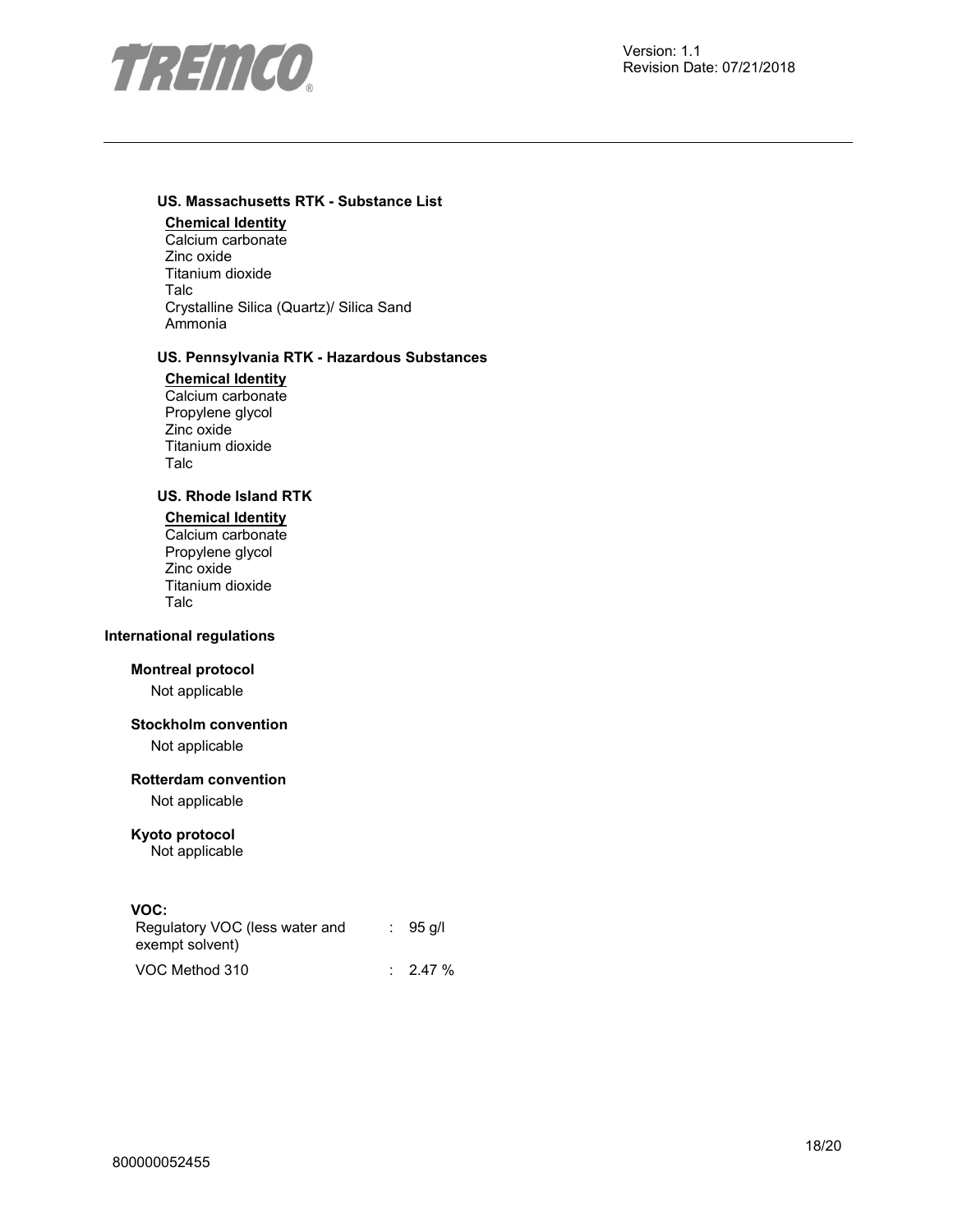### US. Massachusetts RTK - Substance List

**Chemical Identity**

Calcium carbonate
Zinc oxide
Titanium dioxide
Talc
Crystalline Silica (Quartz)/ Silica Sand
Ammonia

### US. Pennsylvania RTK - Hazardous Substances

**Chemical Identity**

Calcium carbonate
Propylene glycol
Zinc oxide
Titanium dioxide
Talc

### US. Rhode Island RTK

**Chemical Identity**

Calcium carbonate
Propylene glycol
Zinc oxide
Titanium dioxide
Talc

## International regulations

### Montreal protocol

Not applicable

### Stockholm convention

Not applicable

### Rotterdam convention

Not applicable

### Kyoto protocol

Not applicable

### VOC:

| | | |
|---|---|---|
| Regulatory VOC (less water and exempt solvent) | : | 95 g/l |
| VOC Method 310 | : | 2.47 % |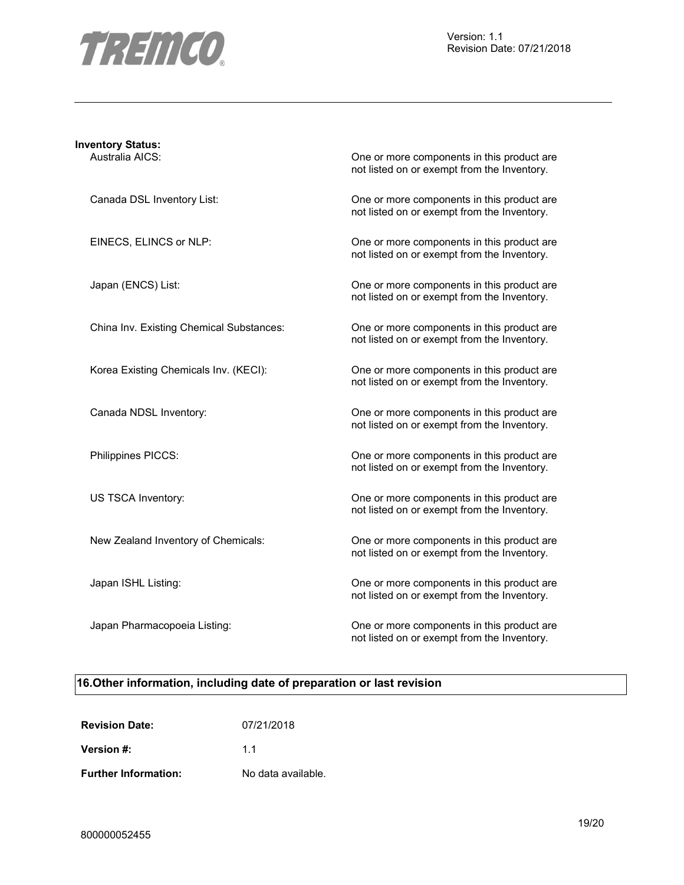**Inventory Status:**

| | |
|---|---|
| Australia AICS: | One or more components in this product are not listed on or exempt from the Inventory. |
| Canada DSL Inventory List: | One or more components in this product are not listed on or exempt from the Inventory. |
| EINECS, ELINCS or NLP: | One or more components in this product are not listed on or exempt from the Inventory. |
| Japan (ENCS) List: | One or more components in this product are not listed on or exempt from the Inventory. |
| China Inv. Existing Chemical Substances: | One or more components in this product are not listed on or exempt from the Inventory. |
| Korea Existing Chemicals Inv. (KECI): | One or more components in this product are not listed on or exempt from the Inventory. |
| Canada NDSL Inventory: | One or more components in this product are not listed on or exempt from the Inventory. |
| Philippines PICCS: | One or more components in this product are not listed on or exempt from the Inventory. |
| US TSCA Inventory: | One or more components in this product are not listed on or exempt from the Inventory. |
| New Zealand Inventory of Chemicals: | One or more components in this product are not listed on or exempt from the Inventory. |
| Japan ISHL Listing: | One or more components in this product are not listed on or exempt from the Inventory. |
| Japan Pharmacopoeia Listing: | One or more components in this product are not listed on or exempt from the Inventory. |

## 16.Other information, including date of preparation or last revision

**Revision Date:** 07/21/2018

**Version #:** 1.1

**Further Information:** No data available.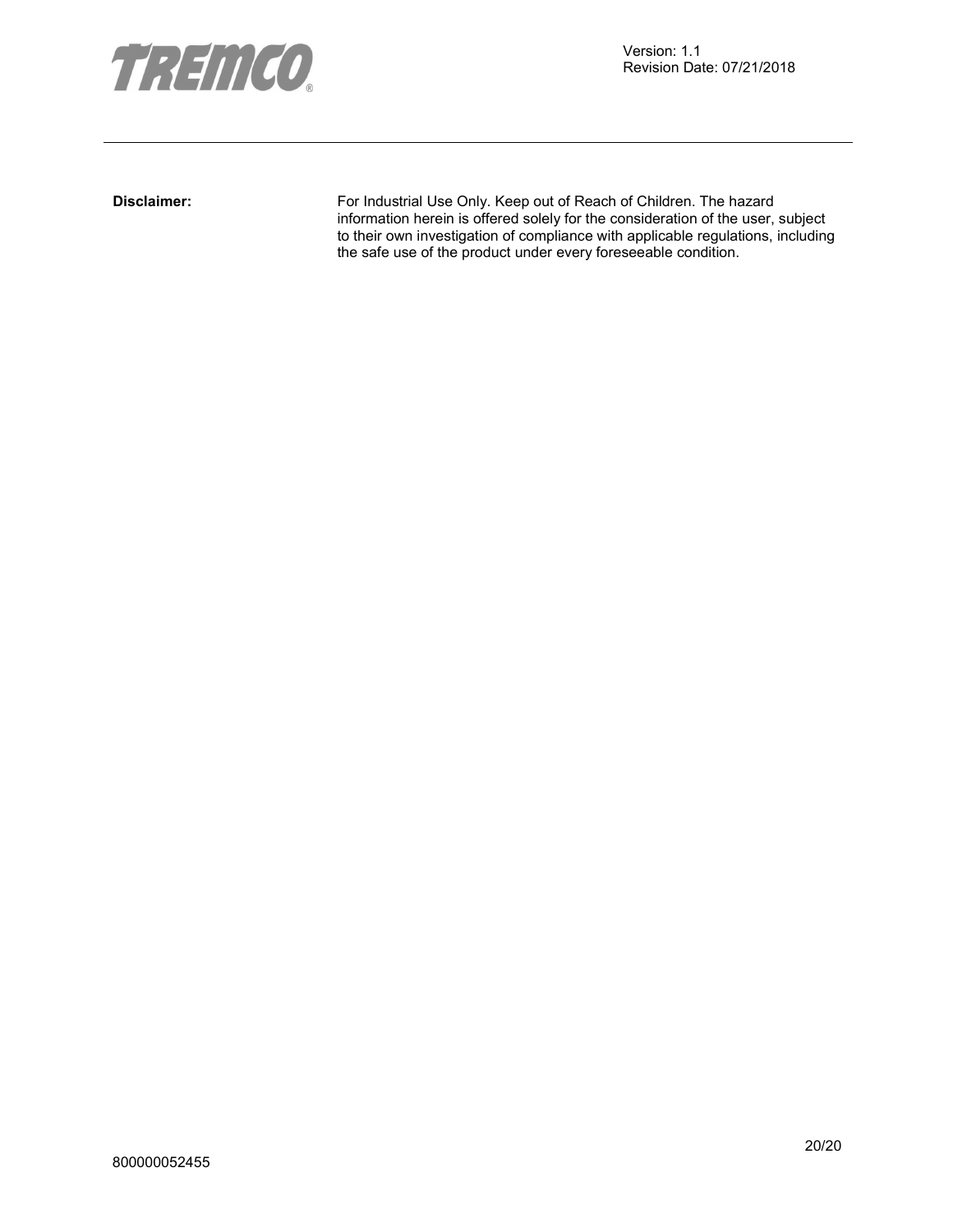**Disclaimer:** For Industrial Use Only. Keep out of Reach of Children. The hazard information herein is offered solely for the consideration of the user, subject to their own investigation of compliance with applicable regulations, including the safe use of the product under every foreseeable condition.